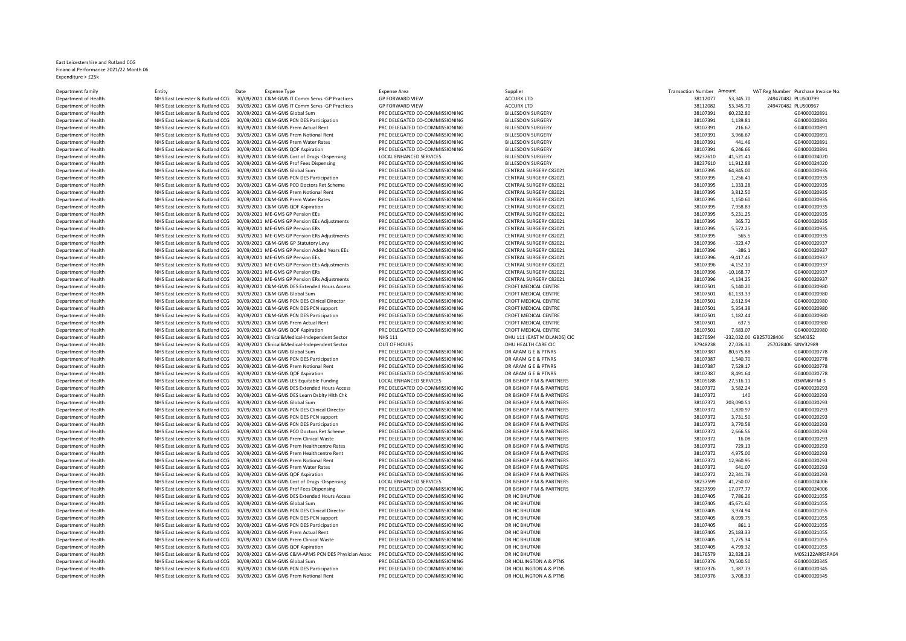East Leicestershire and Rutland CCG
Financial Performance 2021/22 Month 06
Expenditure > £25k

| Department family | Entity | Date | Expense Type | Expense Area | Supplier | Transaction Number | Amount | VAT Reg Number | Purchase Invoice No. |
|---|---|---|---|---|---|---|---|---|---|
| Department of Health | NHS East Leicester & Rutland CCG | 30/09/2021 | C&M-GMS IT Comm Servs -GP Practices | GP FORWARD VIEW | ACCURX LTD | 38112077 | 53,345.70 | 249470482 | PLUS00799 |
| Department of Health | NHS East Leicester & Rutland CCG | 30/09/2021 | C&M-GMS IT Comm Servs -GP Practices | GP FORWARD VIEW | ACCURX LTD | 38112082 | 53,345.70 | 249470482 | PLUS00967 |
| Department of Health | NHS East Leicester & Rutland CCG | 30/09/2021 | C&M-GMS Global Sum | PRC DELEGATED CO-COMMISSIONING | BILLESDON SURGERY | 38107391 | 60,232.80 | | G04000020891 |
| Department of Health | NHS East Leicester & Rutland CCG | 30/09/2021 | C&M-GMS PCN DES Participation | PRC DELEGATED CO-COMMISSIONING | BILLESDON SURGERY | 38107391 | 1,139.81 | | G04000020891 |
| Department of Health | NHS East Leicester & Rutland CCG | 30/09/2021 | C&M-GMS Prem Actual Rent | PRC DELEGATED CO-COMMISSIONING | BILLESDON SURGERY | 38107391 | 216.67 | | G04000020891 |
| Department of Health | NHS East Leicester & Rutland CCG | 30/09/2021 | C&M-GMS Prem Notional Rent | PRC DELEGATED CO-COMMISSIONING | BILLESDON SURGERY | 38107391 | 3,966.67 | | G04000020891 |
| Department of Health | NHS East Leicester & Rutland CCG | 30/09/2021 | C&M-GMS Prem Water Rates | PRC DELEGATED CO-COMMISSIONING | BILLESDON SURGERY | 38107391 | 441.46 | | G04000020891 |
| Department of Health | NHS East Leicester & Rutland CCG | 30/09/2021 | C&M-GMS QOF Aspiration | PRC DELEGATED CO-COMMISSIONING | BILLESDON SURGERY | 38107391 | 6,246.66 | | G04000020891 |
| Department of Health | NHS East Leicester & Rutland CCG | 30/09/2021 | C&M-GMS Cost of Drugs -Dispensing | LOCAL ENHANCED SERVICES | BILLESDON SURGERY | 38237610 | 41,521.41 | | G04000024020 |
| Department of Health | NHS East Leicester & Rutland CCG | 30/09/2021 | C&M-GMS Prof Fees Dispensing | PRC DELEGATED CO-COMMISSIONING | BILLESDON SURGERY | 38237610 | 11,912.88 | | G04000024020 |
| Department of Health | NHS East Leicester & Rutland CCG | 30/09/2021 | C&M-GMS Global Sum | PRC DELEGATED CO-COMMISSIONING | CENTRAL SURGERY C82021 | 38107395 | 64,845.00 | | G04000020935 |
| Department of Health | NHS East Leicester & Rutland CCG | 30/09/2021 | C&M-GMS PCN DES Participation | PRC DELEGATED CO-COMMISSIONING | CENTRAL SURGERY C82021 | 38107395 | 1,256.41 | | G04000020935 |
| Department of Health | NHS East Leicester & Rutland CCG | 30/09/2021 | C&M-GMS PCO Doctors Ret Scheme | PRC DELEGATED CO-COMMISSIONING | CENTRAL SURGERY C82021 | 38107395 | 1,333.28 | | G04000020935 |
| Department of Health | NHS East Leicester & Rutland CCG | 30/09/2021 | C&M-GMS Prem Notional Rent | PRC DELEGATED CO-COMMISSIONING | CENTRAL SURGERY C82021 | 38107395 | 3,812.50 | | G04000020935 |
| Department of Health | NHS East Leicester & Rutland CCG | 30/09/2021 | C&M-GMS Prem Water Rates | PRC DELEGATED CO-COMMISSIONING | CENTRAL SURGERY C82021 | 38107395 | 1,150.60 | | G04000020935 |
| Department of Health | NHS East Leicester & Rutland CCG | 30/09/2021 | C&M-GMS QOF Aspiration | PRC DELEGATED CO-COMMISSIONING | CENTRAL SURGERY C82021 | 38107395 | 7,958.83 | | G04000020935 |
| Department of Health | NHS East Leicester & Rutland CCG | 30/09/2021 | ME-GMS GP Pension EEs | PRC DELEGATED CO-COMMISSIONING | CENTRAL SURGERY C82021 | 38107395 | 5,231.25 | | G04000020935 |
| Department of Health | NHS East Leicester & Rutland CCG | 30/09/2021 | ME-GMS GP Pension EEs Adjustments | PRC DELEGATED CO-COMMISSIONING | CENTRAL SURGERY C82021 | 38107395 | 365.72 | | G04000020935 |
| Department of Health | NHS East Leicester & Rutland CCG | 30/09/2021 | ME-GMS GP Pension ERs | PRC DELEGATED CO-COMMISSIONING | CENTRAL SURGERY C82021 | 38107395 | 5,572.25 | | G04000020935 |
| Department of Health | NHS East Leicester & Rutland CCG | 30/09/2021 | ME-GMS GP Pension ERs Adjustments | PRC DELEGATED CO-COMMISSIONING | CENTRAL SURGERY C82021 | 38107395 | 565.5 | | G04000020935 |
| Department of Health | NHS East Leicester & Rutland CCG | 30/09/2021 | C&M-GMS GP Statutory Levy | PRC DELEGATED CO-COMMISSIONING | CENTRAL SURGERY C82021 | 38107396 | -323.47 | | G04000020937 |
| Department of Health | NHS East Leicester & Rutland CCG | 30/09/2021 | ME-GMS GP Pension Added Years EEs | PRC DELEGATED CO-COMMISSIONING | CENTRAL SURGERY C82021 | 38107396 | -386.1 | | G04000020937 |
| Department of Health | NHS East Leicester & Rutland CCG | 30/09/2021 | ME-GMS GP Pension EEs | PRC DELEGATED CO-COMMISSIONING | CENTRAL SURGERY C82021 | 38107396 | -9,417.46 | | G04000020937 |
| Department of Health | NHS East Leicester & Rutland CCG | 30/09/2021 | ME-GMS GP Pension EEs Adjustments | PRC DELEGATED CO-COMMISSIONING | CENTRAL SURGERY C82021 | 38107396 | -4,152.10 | | G04000020937 |
| Department of Health | NHS East Leicester & Rutland CCG | 30/09/2021 | ME-GMS GP Pension ERs | PRC DELEGATED CO-COMMISSIONING | CENTRAL SURGERY C82021 | 38107396 | -10,168.77 | | G04000020937 |
| Department of Health | NHS East Leicester & Rutland CCG | 30/09/2021 | ME-GMS GP Pension ERs Adjustments | PRC DELEGATED CO-COMMISSIONING | CENTRAL SURGERY C82021 | 38107396 | -4,134.25 | | G04000020937 |
| Department of Health | NHS East Leicester & Rutland CCG | 30/09/2021 | C&M-GMS DES Extended Hours Access | PRC DELEGATED CO-COMMISSIONING | CROFT MEDICAL CENTRE | 38107501 | 5,140.20 | | G04000020980 |
| Department of Health | NHS East Leicester & Rutland CCG | 30/09/2021 | C&M-GMS Global Sum | PRC DELEGATED CO-COMMISSIONING | CROFT MEDICAL CENTRE | 38107501 | 61,133.33 | | G04000020980 |
| Department of Health | NHS East Leicester & Rutland CCG | 30/09/2021 | C&M-GMS PCN DES Clinical Director | PRC DELEGATED CO-COMMISSIONING | CROFT MEDICAL CENTRE | 38107501 | 2,612.94 | | G04000020980 |
| Department of Health | NHS East Leicester & Rutland CCG | 30/09/2021 | C&M-GMS PCN DES PCN support | PRC DELEGATED CO-COMMISSIONING | CROFT MEDICAL CENTRE | 38107501 | 5,354.38 | | G04000020980 |
| Department of Health | NHS East Leicester & Rutland CCG | 30/09/2021 | C&M-GMS PCN DES Participation | PRC DELEGATED CO-COMMISSIONING | CROFT MEDICAL CENTRE | 38107501 | 1,182.44 | | G04000020980 |
| Department of Health | NHS East Leicester & Rutland CCG | 30/09/2021 | C&M-GMS Prem Actual Rent | PRC DELEGATED CO-COMMISSIONING | CROFT MEDICAL CENTRE | 38107501 | 637.5 | | G04000020980 |
| Department of Health | NHS East Leicester & Rutland CCG | 30/09/2021 | C&M-GMS QOF Aspiration | PRC DELEGATED CO-COMMISSIONING | CROFT MEDICAL CENTRE | 38107501 | 7,683.07 | | G04000020980 |
| Department of Health | NHS East Leicester & Rutland CCG | 30/09/2021 | Clinical&Medical-Independent Sector | NHS 111 | DHU 111 (EAST MIDLANDS) CIC | 38270594 | -232,032.00 | GB257028406 | SCM0352 |
| Department of Health | NHS East Leicester & Rutland CCG | 30/09/2021 | Clinical&Medical-Independent Sector | OUT OF HOURS | DHU HEALTH CARE CIC | 37948238 | 27,026.30 | 257028406 | SINV32989 |
| Department of Health | NHS East Leicester & Rutland CCG | 30/09/2021 | C&M-GMS Global Sum | PRC DELEGATED CO-COMMISSIONING | DR ARAM G E & PTNRS | 38107387 | 80,675.88 | | G04000020778 |
| Department of Health | NHS East Leicester & Rutland CCG | 30/09/2021 | C&M-GMS PCN DES Participation | PRC DELEGATED CO-COMMISSIONING | DR ARAM G E & PTNRS | 38107387 | 1,540.70 | | G04000020778 |
| Department of Health | NHS East Leicester & Rutland CCG | 30/09/2021 | C&M-GMS Prem Notional Rent | PRC DELEGATED CO-COMMISSIONING | DR ARAM G E & PTNRS | 38107387 | 7,529.17 | | G04000020778 |
| Department of Health | NHS East Leicester & Rutland CCG | 30/09/2021 | C&M-GMS QOF Aspiration | PRC DELEGATED CO-COMMISSIONING | DR ARAM G E & PTNRS | 38107387 | 8,491.64 | | G04000020778 |
| Department of Health | NHS East Leicester & Rutland CCG | 30/09/2021 | C&M-GMS LES Equitable Funding | LOCAL ENHANCED SERVICES | DR BISHOP F M & PARTNERS | 38105188 | 27,516.11 | | 03WM6FFM-3 |
| Department of Health | NHS East Leicester & Rutland CCG | 30/09/2021 | C&M-GMS DES Extended Hours Access | PRC DELEGATED CO-COMMISSIONING | DR BISHOP F M & PARTNERS | 38107372 | 3,582.24 | | G04000020293 |
| Department of Health | NHS East Leicester & Rutland CCG | 30/09/2021 | C&M-GMS DES Learn Dsblty Hlth Chk | PRC DELEGATED CO-COMMISSIONING | DR BISHOP F M & PARTNERS | 38107372 | 140 | | G04000020293 |
| Department of Health | NHS East Leicester & Rutland CCG | 30/09/2021 | C&M-GMS Global Sum | PRC DELEGATED CO-COMMISSIONING | DR BISHOP F M & PARTNERS | 38107372 | 203,090.51 | | G04000020293 |
| Department of Health | NHS East Leicester & Rutland CCG | 30/09/2021 | C&M-GMS PCN DES Clinical Director | PRC DELEGATED CO-COMMISSIONING | DR BISHOP F M & PARTNERS | 38107372 | 1,820.97 | | G04000020293 |
| Department of Health | NHS East Leicester & Rutland CCG | 30/09/2021 | C&M-GMS PCN DES PCN support | PRC DELEGATED CO-COMMISSIONING | DR BISHOP F M & PARTNERS | 38107372 | 3,731.50 | | G04000020293 |
| Department of Health | NHS East Leicester & Rutland CCG | 30/09/2021 | C&M-GMS PCN DES Participation | PRC DELEGATED CO-COMMISSIONING | DR BISHOP F M & PARTNERS | 38107372 | 3,770.58 | | G04000020293 |
| Department of Health | NHS East Leicester & Rutland CCG | 30/09/2021 | C&M-GMS PCO Doctors Ret Scheme | PRC DELEGATED CO-COMMISSIONING | DR BISHOP F M & PARTNERS | 38107372 | 2,666.56 | | G04000020293 |
| Department of Health | NHS East Leicester & Rutland CCG | 30/09/2021 | C&M-GMS Prem Clinical Waste | PRC DELEGATED CO-COMMISSIONING | DR BISHOP F M & PARTNERS | 38107372 | 16.08 | | G04000020293 |
| Department of Health | NHS East Leicester & Rutland CCG | 30/09/2021 | C&M-GMS Prem Healthcentre Rates | PRC DELEGATED CO-COMMISSIONING | DR BISHOP F M & PARTNERS | 38107372 | 729.13 | | G04000020293 |
| Department of Health | NHS East Leicester & Rutland CCG | 30/09/2021 | C&M-GMS Prem Healthcentre Rent | PRC DELEGATED CO-COMMISSIONING | DR BISHOP F M & PARTNERS | 38107372 | 4,975.00 | | G04000020293 |
| Department of Health | NHS East Leicester & Rutland CCG | 30/09/2021 | C&M-GMS Prem Notional Rent | PRC DELEGATED CO-COMMISSIONING | DR BISHOP F M & PARTNERS | 38107372 | 12,960.95 | | G04000020293 |
| Department of Health | NHS East Leicester & Rutland CCG | 30/09/2021 | C&M-GMS Prem Water Rates | PRC DELEGATED CO-COMMISSIONING | DR BISHOP F M & PARTNERS | 38107372 | 641.07 | | G04000020293 |
| Department of Health | NHS East Leicester & Rutland CCG | 30/09/2021 | C&M-GMS QOF Aspiration | PRC DELEGATED CO-COMMISSIONING | DR BISHOP F M & PARTNERS | 38107372 | 22,341.78 | | G04000020293 |
| Department of Health | NHS East Leicester & Rutland CCG | 30/09/2021 | C&M-GMS Cost of Drugs -Dispensing | LOCAL ENHANCED SERVICES | DR BISHOP F M & PARTNERS | 38237599 | 41,250.07 | | G04000024006 |
| Department of Health | NHS East Leicester & Rutland CCG | 30/09/2021 | C&M-GMS Prof Fees Dispensing | PRC DELEGATED CO-COMMISSIONING | DR BISHOP F M & PARTNERS | 38237599 | 17,077.77 | | G04000024006 |
| Department of Health | NHS East Leicester & Rutland CCG | 30/09/2021 | C&M-GMS DES Extended Hours Access | PRC DELEGATED CO-COMMISSIONING | DR HC BHUTANI | 38107405 | 7,786.26 | | G04000021055 |
| Department of Health | NHS East Leicester & Rutland CCG | 30/09/2021 | C&M-GMS Global Sum | PRC DELEGATED CO-COMMISSIONING | DR HC BHUTANI | 38107405 | 45,671.60 | | G04000021055 |
| Department of Health | NHS East Leicester & Rutland CCG | 30/09/2021 | C&M-GMS PCN DES Clinical Director | PRC DELEGATED CO-COMMISSIONING | DR HC BHUTANI | 38107405 | 3,974.94 | | G04000021055 |
| Department of Health | NHS East Leicester & Rutland CCG | 30/09/2021 | C&M-GMS PCN DES PCN support | PRC DELEGATED CO-COMMISSIONING | DR HC BHUTANI | 38107405 | 8,099.75 | | G04000021055 |
| Department of Health | NHS East Leicester & Rutland CCG | 30/09/2021 | C&M-GMS PCN DES Participation | PRC DELEGATED CO-COMMISSIONING | DR HC BHUTANI | 38107405 | 861.1 | | G04000021055 |
| Department of Health | NHS East Leicester & Rutland CCG | 30/09/2021 | C&M-GMS Prem Actual Rent | PRC DELEGATED CO-COMMISSIONING | DR HC BHUTANI | 38107405 | 25,183.33 | | G04000021055 |
| Department of Health | NHS East Leicester & Rutland CCG | 30/09/2021 | C&M-GMS Prem Clinical Waste | PRC DELEGATED CO-COMMISSIONING | DR HC BHUTANI | 38107405 | 1,775.34 | | G04000021055 |
| Department of Health | NHS East Leicester & Rutland CCG | 30/09/2021 | C&M-GMS QOF Aspiration | PRC DELEGATED CO-COMMISSIONING | DR HC BHUTANI | 38107405 | 4,799.32 | | G04000021055 |
| Department of Health | NHS East Leicester & Rutland CCG | 30/09/2021 | C&M-GMS C&M-APMS PCN DES Physician Assoc | PRC DELEGATED CO-COMMISSIONING | DR HC BHUTANI | 38176579 | 32,828.29 | | M052122ARRSPA04 |
| Department of Health | NHS East Leicester & Rutland CCG | 30/09/2021 | C&M-GMS Global Sum | PRC DELEGATED CO-COMMISSIONING | DR HOLLINGTON A & PTNS | 38107376 | 70,500.50 | | G04000020345 |
| Department of Health | NHS East Leicester & Rutland CCG | 30/09/2021 | C&M-GMS PCN DES Participation | PRC DELEGATED CO-COMMISSIONING | DR HOLLINGTON A & PTNS | 38107376 | 1,387.73 | | G04000020345 |
| Department of Health | NHS East Leicester & Rutland CCG | 30/09/2021 | C&M-GMS Prem Notional Rent | PRC DELEGATED CO-COMMISSIONING | DR HOLLINGTON A & PTNS | 38107376 | 3,708.33 | | G04000020345 |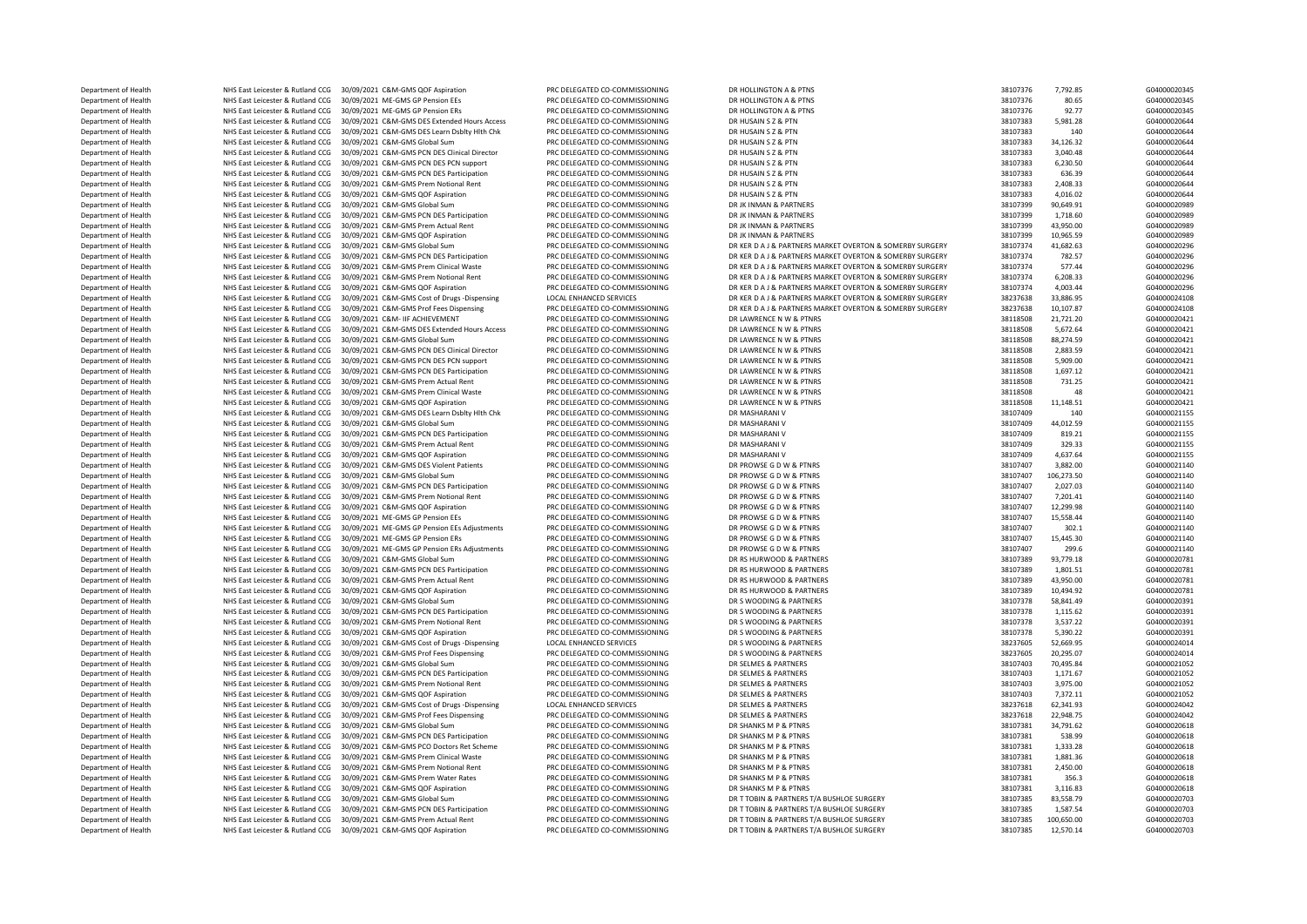| | | | | | | | |
|---|---|---|---|---|---|---|---|
| Department of Health | NHS East Leicester & Rutland CCG | 30/09/2021 C&M-GMS QOF Aspiration | PRC DELEGATED CO-COMMISSIONING | DR HOLLINGTON A & PTNS | 38107376 | 7,792.85 | G04000020345 |
| Department of Health | NHS East Leicester & Rutland CCG | 30/09/2021 ME-GMS GP Pension EEs | PRC DELEGATED CO-COMMISSIONING | DR HOLLINGTON A & PTNS | 38107376 | 80.65 | G04000020345 |
| Department of Health | NHS East Leicester & Rutland CCG | 30/09/2021 ME-GMS GP Pension ERs | PRC DELEGATED CO-COMMISSIONING | DR HOLLINGTON A & PTNS | 38107376 | 92.77 | G04000020345 |
| Department of Health | NHS East Leicester & Rutland CCG | 30/09/2021 C&M-GMS DES Extended Hours Access | PRC DELEGATED CO-COMMISSIONING | DR HUSAIN S Z & PTN | 38107383 | 5,981.28 | G04000020644 |
| Department of Health | NHS East Leicester & Rutland CCG | 30/09/2021 C&M-GMS DES Learn Dsblty Hlth Chk | PRC DELEGATED CO-COMMISSIONING | DR HUSAIN S Z & PTN | 38107383 | 140 | G04000020644 |
| Department of Health | NHS East Leicester & Rutland CCG | 30/09/2021 C&M-GMS Global Sum | PRC DELEGATED CO-COMMISSIONING | DR HUSAIN S Z & PTN | 38107383 | 34,126.32 | G04000020644 |
| Department of Health | NHS East Leicester & Rutland CCG | 30/09/2021 C&M-GMS PCN DES Clinical Director | PRC DELEGATED CO-COMMISSIONING | DR HUSAIN S Z & PTN | 38107383 | 3,040.48 | G04000020644 |
| Department of Health | NHS East Leicester & Rutland CCG | 30/09/2021 C&M-GMS PCN DES PCN support | PRC DELEGATED CO-COMMISSIONING | DR HUSAIN S Z & PTN | 38107383 | 6,230.50 | G04000020644 |
| Department of Health | NHS East Leicester & Rutland CCG | 30/09/2021 C&M-GMS PCN DES Participation | PRC DELEGATED CO-COMMISSIONING | DR HUSAIN S Z & PTN | 38107383 | 636.39 | G04000020644 |
| Department of Health | NHS East Leicester & Rutland CCG | 30/09/2021 C&M-GMS Prem Notional Rent | PRC DELEGATED CO-COMMISSIONING | DR HUSAIN S Z & PTN | 38107383 | 2,408.33 | G04000020644 |
| Department of Health | NHS East Leicester & Rutland CCG | 30/09/2021 C&M-GMS QOF Aspiration | PRC DELEGATED CO-COMMISSIONING | DR HUSAIN S Z & PTN | 38107383 | 4,016.02 | G04000020644 |
| Department of Health | NHS East Leicester & Rutland CCG | 30/09/2021 C&M-GMS Global Sum | PRC DELEGATED CO-COMMISSIONING | DR JK INMAN & PARTNERS | 38107399 | 90,649.91 | G04000020989 |
| Department of Health | NHS East Leicester & Rutland CCG | 30/09/2021 C&M-GMS PCN DES Participation | PRC DELEGATED CO-COMMISSIONING | DR JK INMAN & PARTNERS | 38107399 | 1,718.60 | G04000020989 |
| Department of Health | NHS East Leicester & Rutland CCG | 30/09/2021 C&M-GMS Prem Actual Rent | PRC DELEGATED CO-COMMISSIONING | DR JK INMAN & PARTNERS | 38107399 | 43,950.00 | G04000020989 |
| Department of Health | NHS East Leicester & Rutland CCG | 30/09/2021 C&M-GMS QOF Aspiration | PRC DELEGATED CO-COMMISSIONING | DR JK INMAN & PARTNERS | 38107399 | 10,965.59 | G04000020989 |
| Department of Health | NHS East Leicester & Rutland CCG | 30/09/2021 C&M-GMS Global Sum | PRC DELEGATED CO-COMMISSIONING | DR KER D A J & PARTNERS MARKET OVERTON & SOMERBY SURGERY | 38107374 | 41,682.63 | G04000020296 |
| Department of Health | NHS East Leicester & Rutland CCG | 30/09/2021 C&M-GMS PCN DES Participation | PRC DELEGATED CO-COMMISSIONING | DR KER D A J & PARTNERS MARKET OVERTON & SOMERBY SURGERY | 38107374 | 782.57 | G04000020296 |
| Department of Health | NHS East Leicester & Rutland CCG | 30/09/2021 C&M-GMS Prem Clinical Waste | PRC DELEGATED CO-COMMISSIONING | DR KER D A J & PARTNERS MARKET OVERTON & SOMERBY SURGERY | 38107374 | 577.44 | G04000020296 |
| Department of Health | NHS East Leicester & Rutland CCG | 30/09/2021 C&M-GMS Prem Notional Rent | PRC DELEGATED CO-COMMISSIONING | DR KER D A J & PARTNERS MARKET OVERTON & SOMERBY SURGERY | 38107374 | 6,208.33 | G04000020296 |
| Department of Health | NHS East Leicester & Rutland CCG | 30/09/2021 C&M-GMS QOF Aspiration | PRC DELEGATED CO-COMMISSIONING | DR KER D A J & PARTNERS MARKET OVERTON & SOMERBY SURGERY | 38107374 | 4,003.44 | G04000020296 |
| Department of Health | NHS East Leicester & Rutland CCG | 30/09/2021 C&M-GMS Cost of Drugs -Dispensing | LOCAL ENHANCED SERVICES | DR KER D A J & PARTNERS MARKET OVERTON & SOMERBY SURGERY | 38237638 | 33,886.95 | G04000024108 |
| Department of Health | NHS East Leicester & Rutland CCG | 30/09/2021 C&M-GMS Prof Fees Dispensing | PRC DELEGATED CO-COMMISSIONING | DR KER D A J & PARTNERS MARKET OVERTON & SOMERBY SURGERY | 38237638 | 10,107.87 | G04000024108 |
| Department of Health | NHS East Leicester & Rutland CCG | 30/09/2021 C&M- IIF ACHIEVEMENT | PRC DELEGATED CO-COMMISSIONING | DR LAWRENCE N W & PTNRS | 38118508 | 21,721.20 | G04000020421 |
| Department of Health | NHS East Leicester & Rutland CCG | 30/09/2021 C&M-GMS DES Extended Hours Access | PRC DELEGATED CO-COMMISSIONING | DR LAWRENCE N W & PTNRS | 38118508 | 5,672.64 | G04000020421 |
| Department of Health | NHS East Leicester & Rutland CCG | 30/09/2021 C&M-GMS Global Sum | PRC DELEGATED CO-COMMISSIONING | DR LAWRENCE N W & PTNRS | 38118508 | 88,274.59 | G04000020421 |
| Department of Health | NHS East Leicester & Rutland CCG | 30/09/2021 C&M-GMS PCN DES Clinical Director | PRC DELEGATED CO-COMMISSIONING | DR LAWRENCE N W & PTNRS | 38118508 | 2,883.59 | G04000020421 |
| Department of Health | NHS East Leicester & Rutland CCG | 30/09/2021 C&M-GMS PCN DES PCN support | PRC DELEGATED CO-COMMISSIONING | DR LAWRENCE N W & PTNRS | 38118508 | 5,909.00 | G04000020421 |
| Department of Health | NHS East Leicester & Rutland CCG | 30/09/2021 C&M-GMS PCN DES Participation | PRC DELEGATED CO-COMMISSIONING | DR LAWRENCE N W & PTNRS | 38118508 | 1,697.12 | G04000020421 |
| Department of Health | NHS East Leicester & Rutland CCG | 30/09/2021 C&M-GMS Prem Actual Rent | PRC DELEGATED CO-COMMISSIONING | DR LAWRENCE N W & PTNRS | 38118508 | 731.25 | G04000020421 |
| Department of Health | NHS East Leicester & Rutland CCG | 30/09/2021 C&M-GMS Prem Clinical Waste | PRC DELEGATED CO-COMMISSIONING | DR LAWRENCE N W & PTNRS | 38118508 | 48 | G04000020421 |
| Department of Health | NHS East Leicester & Rutland CCG | 30/09/2021 C&M-GMS QOF Aspiration | PRC DELEGATED CO-COMMISSIONING | DR LAWRENCE N W & PTNRS | 38118508 | 11,148.51 | G04000020421 |
| Department of Health | NHS East Leicester & Rutland CCG | 30/09/2021 C&M-GMS DES Learn Dsblty Hlth Chk | PRC DELEGATED CO-COMMISSIONING | DR MASHARANI V | 38107409 | 140 | G04000021155 |
| Department of Health | NHS East Leicester & Rutland CCG | 30/09/2021 C&M-GMS Global Sum | PRC DELEGATED CO-COMMISSIONING | DR MASHARANI V | 38107409 | 44,012.59 | G04000021155 |
| Department of Health | NHS East Leicester & Rutland CCG | 30/09/2021 C&M-GMS PCN DES Participation | PRC DELEGATED CO-COMMISSIONING | DR MASHARANI V | 38107409 | 819.21 | G04000021155 |
| Department of Health | NHS East Leicester & Rutland CCG | 30/09/2021 C&M-GMS Prem Actual Rent | PRC DELEGATED CO-COMMISSIONING | DR MASHARANI V | 38107409 | 329.33 | G04000021155 |
| Department of Health | NHS East Leicester & Rutland CCG | 30/09/2021 C&M-GMS QOF Aspiration | PRC DELEGATED CO-COMMISSIONING | DR MASHARANI V | 38107409 | 4,637.64 | G04000021155 |
| Department of Health | NHS East Leicester & Rutland CCG | 30/09/2021 C&M-GMS DES Violent Patients | PRC DELEGATED CO-COMMISSIONING | DR PROWSE G D W & PTNRS | 38107407 | 3,882.00 | G04000021140 |
| Department of Health | NHS East Leicester & Rutland CCG | 30/09/2021 C&M-GMS Global Sum | PRC DELEGATED CO-COMMISSIONING | DR PROWSE G D W & PTNRS | 38107407 | 106,273.50 | G04000021140 |
| Department of Health | NHS East Leicester & Rutland CCG | 30/09/2021 C&M-GMS PCN DES Participation | PRC DELEGATED CO-COMMISSIONING | DR PROWSE G D W & PTNRS | 38107407 | 2,027.03 | G04000021140 |
| Department of Health | NHS East Leicester & Rutland CCG | 30/09/2021 C&M-GMS Prem Notional Rent | PRC DELEGATED CO-COMMISSIONING | DR PROWSE G D W & PTNRS | 38107407 | 7,201.41 | G04000021140 |
| Department of Health | NHS East Leicester & Rutland CCG | 30/09/2021 C&M-GMS QOF Aspiration | PRC DELEGATED CO-COMMISSIONING | DR PROWSE G D W & PTNRS | 38107407 | 12,299.98 | G04000021140 |
| Department of Health | NHS East Leicester & Rutland CCG | 30/09/2021 ME-GMS GP Pension EEs | PRC DELEGATED CO-COMMISSIONING | DR PROWSE G D W & PTNRS | 38107407 | 15,558.44 | G04000021140 |
| Department of Health | NHS East Leicester & Rutland CCG | 30/09/2021 ME-GMS GP Pension EEs Adjustments | PRC DELEGATED CO-COMMISSIONING | DR PROWSE G D W & PTNRS | 38107407 | 302.1 | G04000021140 |
| Department of Health | NHS East Leicester & Rutland CCG | 30/09/2021 ME-GMS GP Pension ERs | PRC DELEGATED CO-COMMISSIONING | DR PROWSE G D W & PTNRS | 38107407 | 15,445.30 | G04000021140 |
| Department of Health | NHS East Leicester & Rutland CCG | 30/09/2021 ME-GMS GP Pension ERs Adjustments | PRC DELEGATED CO-COMMISSIONING | DR PROWSE G D W & PTNRS | 38107407 | 299.6 | G04000021140 |
| Department of Health | NHS East Leicester & Rutland CCG | 30/09/2021 C&M-GMS Global Sum | PRC DELEGATED CO-COMMISSIONING | DR RS HURWOOD & PARTNERS | 38107389 | 93,779.18 | G04000020781 |
| Department of Health | NHS East Leicester & Rutland CCG | 30/09/2021 C&M-GMS PCN DES Participation | PRC DELEGATED CO-COMMISSIONING | DR RS HURWOOD & PARTNERS | 38107389 | 1,801.51 | G04000020781 |
| Department of Health | NHS East Leicester & Rutland CCG | 30/09/2021 C&M-GMS Prem Actual Rent | PRC DELEGATED CO-COMMISSIONING | DR RS HURWOOD & PARTNERS | 38107389 | 43,950.00 | G04000020781 |
| Department of Health | NHS East Leicester & Rutland CCG | 30/09/2021 C&M-GMS QOF Aspiration | PRC DELEGATED CO-COMMISSIONING | DR RS HURWOOD & PARTNERS | 38107389 | 10,494.92 | G04000020781 |
| Department of Health | NHS East Leicester & Rutland CCG | 30/09/2021 C&M-GMS Global Sum | PRC DELEGATED CO-COMMISSIONING | DR S WOODING & PARTNERS | 38107378 | 58,841.49 | G04000020391 |
| Department of Health | NHS East Leicester & Rutland CCG | 30/09/2021 C&M-GMS PCN DES Participation | PRC DELEGATED CO-COMMISSIONING | DR S WOODING & PARTNERS | 38107378 | 1,115.62 | G04000020391 |
| Department of Health | NHS East Leicester & Rutland CCG | 30/09/2021 C&M-GMS Prem Notional Rent | PRC DELEGATED CO-COMMISSIONING | DR S WOODING & PARTNERS | 38107378 | 3,537.22 | G04000020391 |
| Department of Health | NHS East Leicester & Rutland CCG | 30/09/2021 C&M-GMS QOF Aspiration | PRC DELEGATED CO-COMMISSIONING | DR S WOODING & PARTNERS | 38107378 | 5,390.22 | G04000020391 |
| Department of Health | NHS East Leicester & Rutland CCG | 30/09/2021 C&M-GMS Cost of Drugs -Dispensing | LOCAL ENHANCED SERVICES | DR S WOODING & PARTNERS | 38237605 | 52,669.95 | G04000024014 |
| Department of Health | NHS East Leicester & Rutland CCG | 30/09/2021 C&M-GMS Prof Fees Dispensing | PRC DELEGATED CO-COMMISSIONING | DR S WOODING & PARTNERS | 38237605 | 20,295.07 | G04000024014 |
| Department of Health | NHS East Leicester & Rutland CCG | 30/09/2021 C&M-GMS Global Sum | PRC DELEGATED CO-COMMISSIONING | DR SELMES & PARTNERS | 38107403 | 70,495.84 | G04000021052 |
| Department of Health | NHS East Leicester & Rutland CCG | 30/09/2021 C&M-GMS PCN DES Participation | PRC DELEGATED CO-COMMISSIONING | DR SELMES & PARTNERS | 38107403 | 1,171.67 | G04000021052 |
| Department of Health | NHS East Leicester & Rutland CCG | 30/09/2021 C&M-GMS Prem Notional Rent | PRC DELEGATED CO-COMMISSIONING | DR SELMES & PARTNERS | 38107403 | 3,975.00 | G04000021052 |
| Department of Health | NHS East Leicester & Rutland CCG | 30/09/2021 C&M-GMS QOF Aspiration | PRC DELEGATED CO-COMMISSIONING | DR SELMES & PARTNERS | 38107403 | 7,372.11 | G04000021052 |
| Department of Health | NHS East Leicester & Rutland CCG | 30/09/2021 C&M-GMS Cost of Drugs -Dispensing | LOCAL ENHANCED SERVICES | DR SELMES & PARTNERS | 38237618 | 62,341.93 | G04000024042 |
| Department of Health | NHS East Leicester & Rutland CCG | 30/09/2021 C&M-GMS Prof Fees Dispensing | PRC DELEGATED CO-COMMISSIONING | DR SELMES & PARTNERS | 38237618 | 22,948.75 | G04000024042 |
| Department of Health | NHS East Leicester & Rutland CCG | 30/09/2021 C&M-GMS Global Sum | PRC DELEGATED CO-COMMISSIONING | DR SHANKS M P & PTNRS | 38107381 | 34,791.62 | G04000020618 |
| Department of Health | NHS East Leicester & Rutland CCG | 30/09/2021 C&M-GMS PCN DES Participation | PRC DELEGATED CO-COMMISSIONING | DR SHANKS M P & PTNRS | 38107381 | 538.99 | G04000020618 |
| Department of Health | NHS East Leicester & Rutland CCG | 30/09/2021 C&M-GMS PCO Doctors Ret Scheme | PRC DELEGATED CO-COMMISSIONING | DR SHANKS M P & PTNRS | 38107381 | 1,333.28 | G04000020618 |
| Department of Health | NHS East Leicester & Rutland CCG | 30/09/2021 C&M-GMS Prem Clinical Waste | PRC DELEGATED CO-COMMISSIONING | DR SHANKS M P & PTNRS | 38107381 | 1,881.36 | G04000020618 |
| Department of Health | NHS East Leicester & Rutland CCG | 30/09/2021 C&M-GMS Prem Notional Rent | PRC DELEGATED CO-COMMISSIONING | DR SHANKS M P & PTNRS | 38107381 | 2,450.00 | G04000020618 |
| Department of Health | NHS East Leicester & Rutland CCG | 30/09/2021 C&M-GMS Prem Water Rates | PRC DELEGATED CO-COMMISSIONING | DR SHANKS M P & PTNRS | 38107381 | 356.3 | G04000020618 |
| Department of Health | NHS East Leicester & Rutland CCG | 30/09/2021 C&M-GMS QOF Aspiration | PRC DELEGATED CO-COMMISSIONING | DR SHANKS M P & PTNRS | 38107381 | 3,116.83 | G04000020618 |
| Department of Health | NHS East Leicester & Rutland CCG | 30/09/2021 C&M-GMS Global Sum | PRC DELEGATED CO-COMMISSIONING | DR T TOBIN & PARTNERS T/A BUSHLOE SURGERY | 38107385 | 83,558.79 | G04000020703 |
| Department of Health | NHS East Leicester & Rutland CCG | 30/09/2021 C&M-GMS PCN DES Participation | PRC DELEGATED CO-COMMISSIONING | DR T TOBIN & PARTNERS T/A BUSHLOE SURGERY | 38107385 | 1,587.54 | G04000020703 |
| Department of Health | NHS East Leicester & Rutland CCG | 30/09/2021 C&M-GMS Prem Actual Rent | PRC DELEGATED CO-COMMISSIONING | DR T TOBIN & PARTNERS T/A BUSHLOE SURGERY | 38107385 | 100,650.00 | G04000020703 |
| Department of Health | NHS East Leicester & Rutland CCG | 30/09/2021 C&M-GMS QOF Aspiration | PRC DELEGATED CO-COMMISSIONING | DR T TOBIN & PARTNERS T/A BUSHLOE SURGERY | 38107385 | 12,570.14 | G04000020703 |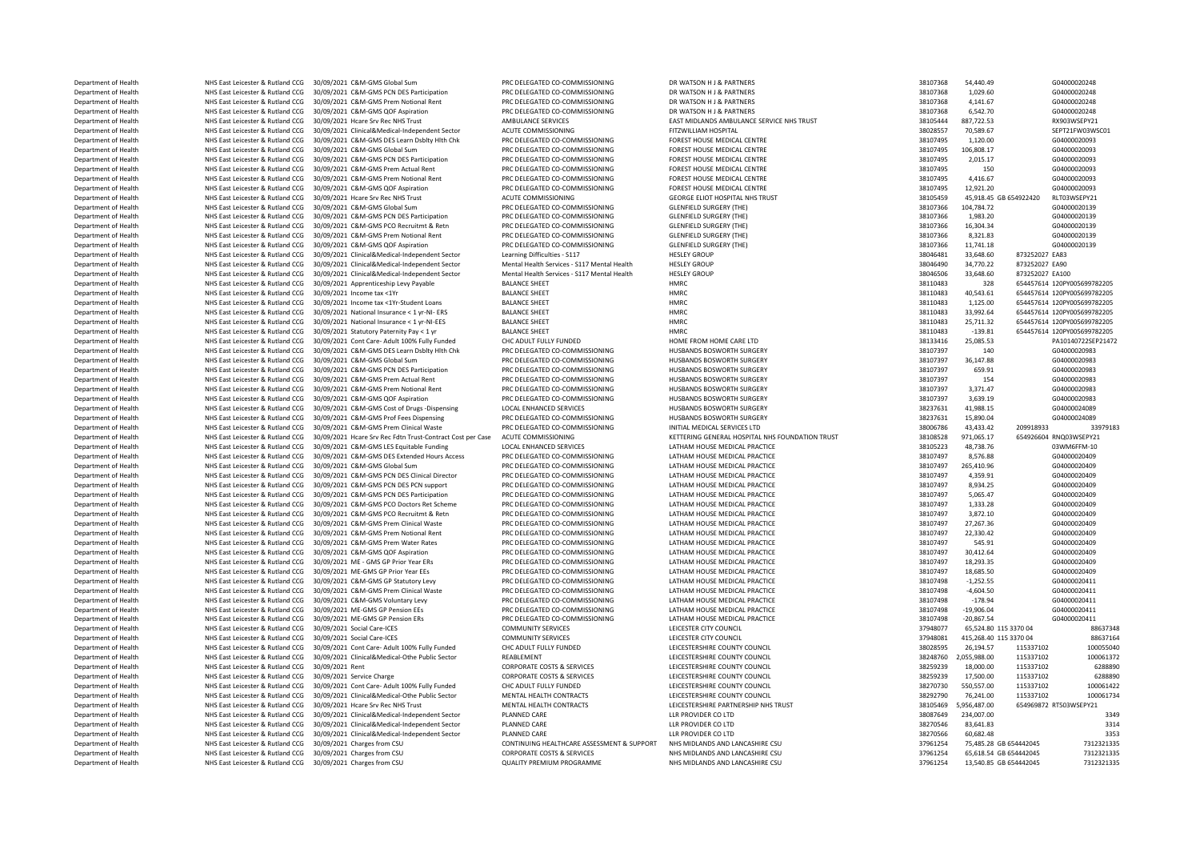| | | | | | | | | | | |
|---|---|---|---|---|---|---|---|---|---|---|
| Department of Health | NHS East Leicester & Rutland CCG | 30/09/2021 | C&M-GMS Global Sum | PRC DELEGATED CO-COMMISSIONING | DR WATSON H J & PARTNERS | 38107368 | 54,440.49 | | | G04000020248 |
| Department of Health | NHS East Leicester & Rutland CCG | 30/09/2021 | C&M-GMS PCN DES Participation | PRC DELEGATED CO-COMMISSIONING | DR WATSON H J & PARTNERS | 38107368 | 1,029.60 | | | G04000020248 |
| Department of Health | NHS East Leicester & Rutland CCG | 30/09/2021 | C&M-GMS Prem Notional Rent | PRC DELEGATED CO-COMMISSIONING | DR WATSON H J & PARTNERS | 38107368 | 4,141.67 | | | G04000020248 |
| Department of Health | NHS East Leicester & Rutland CCG | 30/09/2021 | C&M-GMS QOF Aspiration | PRC DELEGATED CO-COMMISSIONING | DR WATSON H J & PARTNERS | 38107368 | 6,542.70 | | | G04000020248 |
| Department of Health | NHS East Leicester & Rutland CCG | 30/09/2021 | Hcare Srv Rec NHS Trust | AMBULANCE SERVICES | EAST MIDLANDS AMBULANCE SERVICE NHS TRUST | 38105444 | 887,722.53 | | | RX903WSEPY21 |
| Department of Health | NHS East Leicester & Rutland CCG | 30/09/2021 | Clinical&Medical-Independent Sector | ACUTE COMMISSIONING | FITZWILLIAM HOSPITAL | 38028557 | 70,589.67 | | | SEPT21FW03WSC01 |
| Department of Health | NHS East Leicester & Rutland CCG | 30/09/2021 | C&M-GMS DES Learn Dsblty Hlth Chk | PRC DELEGATED CO-COMMISSIONING | FOREST HOUSE MEDICAL CENTRE | 38107495 | 1,120.00 | | | G04000020093 |
| Department of Health | NHS East Leicester & Rutland CCG | 30/09/2021 | C&M-GMS Global Sum | PRC DELEGATED CO-COMMISSIONING | FOREST HOUSE MEDICAL CENTRE | 38107495 | 106,808.17 | | | G04000020093 |
| Department of Health | NHS East Leicester & Rutland CCG | 30/09/2021 | C&M-GMS PCN DES Participation | PRC DELEGATED CO-COMMISSIONING | FOREST HOUSE MEDICAL CENTRE | 38107495 | 2,015.17 | | | G04000020093 |
| Department of Health | NHS East Leicester & Rutland CCG | 30/09/2021 | C&M-GMS Prem Actual Rent | PRC DELEGATED CO-COMMISSIONING | FOREST HOUSE MEDICAL CENTRE | 38107495 | 150 | | | G04000020093 |
| Department of Health | NHS East Leicester & Rutland CCG | 30/09/2021 | C&M-GMS Prem Notional Rent | PRC DELEGATED CO-COMMISSIONING | FOREST HOUSE MEDICAL CENTRE | 38107495 | 4,416.67 | | | G04000020093 |
| Department of Health | NHS East Leicester & Rutland CCG | 30/09/2021 | C&M-GMS QOF Aspiration | PRC DELEGATED CO-COMMISSIONING | FOREST HOUSE MEDICAL CENTRE | 38107495 | 12,921.20 | | | G04000020093 |
| Department of Health | NHS East Leicester & Rutland CCG | 30/09/2021 | Hcare Srv Rec NHS Trust | ACUTE COMMISSIONING | GEORGE ELIOT HOSPITAL NHS TRUST | 38105459 | 45,918.45 | GB 654922420 | | RLT03WSEPY21 |
| Department of Health | NHS East Leicester & Rutland CCG | 30/09/2021 | C&M-GMS Global Sum | PRC DELEGATED CO-COMMISSIONING | GLENFIELD SURGERY (THE) | 38107366 | 104,784.72 | | | G04000020139 |
| Department of Health | NHS East Leicester & Rutland CCG | 30/09/2021 | C&M-GMS PCN DES Participation | PRC DELEGATED CO-COMMISSIONING | GLENFIELD SURGERY (THE) | 38107366 | 1,983.20 | | | G04000020139 |
| Department of Health | NHS East Leicester & Rutland CCG | 30/09/2021 | C&M-GMS PCO Recruitmt & Retn | PRC DELEGATED CO-COMMISSIONING | GLENFIELD SURGERY (THE) | 38107366 | 16,304.34 | | | G04000020139 |
| Department of Health | NHS East Leicester & Rutland CCG | 30/09/2021 | C&M-GMS Prem Notional Rent | PRC DELEGATED CO-COMMISSIONING | GLENFIELD SURGERY (THE) | 38107366 | 8,321.83 | | | G04000020139 |
| Department of Health | NHS East Leicester & Rutland CCG | 30/09/2021 | C&M-GMS QOF Aspiration | PRC DELEGATED CO-COMMISSIONING | GLENFIELD SURGERY (THE) | 38107366 | 11,741.18 | | | G04000020139 |
| Department of Health | NHS East Leicester & Rutland CCG | 30/09/2021 | Clinical&Medical-Independent Sector | Learning Difficulties - S117 | HESLEY GROUP | 38046481 | 33,648.60 | 873252027 | | EA83 |
| Department of Health | NHS East Leicester & Rutland CCG | 30/09/2021 | Clinical&Medical-Independent Sector | Mental Health Services - S117 Mental Health | HESLEY GROUP | 38046490 | 34,770.22 | 873252027 | | EA90 |
| Department of Health | NHS East Leicester & Rutland CCG | 30/09/2021 | Clinical&Medical-Independent Sector | Mental Health Services - S117 Mental Health | HESLEY GROUP | 38046506 | 33,648.60 | 873252027 | | EA100 |
| Department of Health | NHS East Leicester & Rutland CCG | 30/09/2021 | Apprenticeship Levy Payable | BALANCE SHEET | HMRC | 38110483 | 328 | 654457614 | | 120PY005699782205 |
| Department of Health | NHS East Leicester & Rutland CCG | 30/09/2021 | Income tax <1Yr | BALANCE SHEET | HMRC | 38110483 | 40,543.61 | 654457614 | | 120PY005699782205 |
| Department of Health | NHS East Leicester & Rutland CCG | 30/09/2021 | Income tax <1Yr-Student Loans | BALANCE SHEET | HMRC | 38110483 | 1,125.00 | 654457614 | | 120PY005699782205 |
| Department of Health | NHS East Leicester & Rutland CCG | 30/09/2021 | National Insurance < 1 yr-NI- ERS | BALANCE SHEET | HMRC | 38110483 | 33,992.64 | 654457614 | | 120PY005699782205 |
| Department of Health | NHS East Leicester & Rutland CCG | 30/09/2021 | National Insurance < 1 yr-NI-EES | BALANCE SHEET | HMRC | 38110483 | 25,711.32 | 654457614 | | 120PY005699782205 |
| Department of Health | NHS East Leicester & Rutland CCG | 30/09/2021 | Statutory Paternity Pay < 1 yr | BALANCE SHEET | HMRC | 38110483 | -139.81 | 654457614 | | 120PY005699782205 |
| Department of Health | NHS East Leicester & Rutland CCG | 30/09/2021 | Cont Care- Adult 100% Fully Funded | CHC ADULT FULLY FUNDED | HOME FROM HOME CARE LTD | 38133416 | 25,085.53 | | | PA10140722SEP21472 |
| Department of Health | NHS East Leicester & Rutland CCG | 30/09/2021 | C&M-GMS DES Learn Dsblty Hlth Chk | PRC DELEGATED CO-COMMISSIONING | HUSBANDS BOSWORTH SURGERY | 38107397 | 140 | | | G04000020983 |
| Department of Health | NHS East Leicester & Rutland CCG | 30/09/2021 | C&M-GMS Global Sum | PRC DELEGATED CO-COMMISSIONING | HUSBANDS BOSWORTH SURGERY | 38107397 | 36,147.88 | | | G04000020983 |
| Department of Health | NHS East Leicester & Rutland CCG | 30/09/2021 | C&M-GMS PCN DES Participation | PRC DELEGATED CO-COMMISSIONING | HUSBANDS BOSWORTH SURGERY | 38107397 | 659.91 | | | G04000020983 |
| Department of Health | NHS East Leicester & Rutland CCG | 30/09/2021 | C&M-GMS Prem Actual Rent | PRC DELEGATED CO-COMMISSIONING | HUSBANDS BOSWORTH SURGERY | 38107397 | 154 | | | G04000020983 |
| Department of Health | NHS East Leicester & Rutland CCG | 30/09/2021 | C&M-GMS Prem Notional Rent | PRC DELEGATED CO-COMMISSIONING | HUSBANDS BOSWORTH SURGERY | 38107397 | 3,371.47 | | | G04000020983 |
| Department of Health | NHS East Leicester & Rutland CCG | 30/09/2021 | C&M-GMS QOF Aspiration | PRC DELEGATED CO-COMMISSIONING | HUSBANDS BOSWORTH SURGERY | 38107397 | 3,639.19 | | | G04000020983 |
| Department of Health | NHS East Leicester & Rutland CCG | 30/09/2021 | C&M-GMS Cost of Drugs -Dispensing | LOCAL ENHANCED SERVICES | HUSBANDS BOSWORTH SURGERY | 38237631 | 41,988.15 | | | G04000024089 |
| Department of Health | NHS East Leicester & Rutland CCG | 30/09/2021 | C&M-GMS Prof Fees Dispensing | PRC DELEGATED CO-COMMISSIONING | HUSBANDS BOSWORTH SURGERY | 38237631 | 15,890.04 | | | G04000024089 |
| Department of Health | NHS East Leicester & Rutland CCG | 30/09/2021 | C&M-GMS Prem Clinical Waste | PRC DELEGATED CO-COMMISSIONING | INITIAL MEDICAL SERVICES LTD | 38006786 | 43,433.42 | 209918933 | | 33979183 |
| Department of Health | NHS East Leicester & Rutland CCG | 30/09/2021 | Hcare Srv Rec Fdtn Trust-Contract Cost per Case | ACUTE COMMISSIONING | KETTERING GENERAL HOSPITAL NHS FOUNDATION TRUST | 38108528 | 971,065.17 | 654926604 | | RNQ03WSEPY21 |
| Department of Health | NHS East Leicester & Rutland CCG | 30/09/2021 | C&M-GMS LES Equitable Funding | LOCAL ENHANCED SERVICES | LATHAM HOUSE MEDICAL PRACTICE | 38105223 | 48,738.76 | | | 03WM6FFM-10 |
| Department of Health | NHS East Leicester & Rutland CCG | 30/09/2021 | C&M-GMS DES Extended Hours Access | PRC DELEGATED CO-COMMISSIONING | LATHAM HOUSE MEDICAL PRACTICE | 38107497 | 8,576.88 | | | G04000020409 |
| Department of Health | NHS East Leicester & Rutland CCG | 30/09/2021 | C&M-GMS Global Sum | PRC DELEGATED CO-COMMISSIONING | LATHAM HOUSE MEDICAL PRACTICE | 38107497 | 265,410.96 | | | G04000020409 |
| Department of Health | NHS East Leicester & Rutland CCG | 30/09/2021 | C&M-GMS PCN DES Clinical Director | PRC DELEGATED CO-COMMISSIONING | LATHAM HOUSE MEDICAL PRACTICE | 38107497 | 4,359.91 | | | G04000020409 |
| Department of Health | NHS East Leicester & Rutland CCG | 30/09/2021 | C&M-GMS PCN DES PCN support | PRC DELEGATED CO-COMMISSIONING | LATHAM HOUSE MEDICAL PRACTICE | 38107497 | 8,934.25 | | | G04000020409 |
| Department of Health | NHS East Leicester & Rutland CCG | 30/09/2021 | C&M-GMS PCN DES Participation | PRC DELEGATED CO-COMMISSIONING | LATHAM HOUSE MEDICAL PRACTICE | 38107497 | 5,065.47 | | | G04000020409 |
| Department of Health | NHS East Leicester & Rutland CCG | 30/09/2021 | C&M-GMS PCO Doctors Ret Scheme | PRC DELEGATED CO-COMMISSIONING | LATHAM HOUSE MEDICAL PRACTICE | 38107497 | 1,333.28 | | | G04000020409 |
| Department of Health | NHS East Leicester & Rutland CCG | 30/09/2021 | C&M-GMS PCO Recruitmt & Retn | PRC DELEGATED CO-COMMISSIONING | LATHAM HOUSE MEDICAL PRACTICE | 38107497 | 3,872.10 | | | G04000020409 |
| Department of Health | NHS East Leicester & Rutland CCG | 30/09/2021 | C&M-GMS Prem Clinical Waste | PRC DELEGATED CO-COMMISSIONING | LATHAM HOUSE MEDICAL PRACTICE | 38107497 | 27,267.36 | | | G04000020409 |
| Department of Health | NHS East Leicester & Rutland CCG | 30/09/2021 | C&M-GMS Prem Notional Rent | PRC DELEGATED CO-COMMISSIONING | LATHAM HOUSE MEDICAL PRACTICE | 38107497 | 22,330.42 | | | G04000020409 |
| Department of Health | NHS East Leicester & Rutland CCG | 30/09/2021 | C&M-GMS Prem Water Rates | PRC DELEGATED CO-COMMISSIONING | LATHAM HOUSE MEDICAL PRACTICE | 38107497 | 545.91 | | | G04000020409 |
| Department of Health | NHS East Leicester & Rutland CCG | 30/09/2021 | C&M-GMS QOF Aspiration | PRC DELEGATED CO-COMMISSIONING | LATHAM HOUSE MEDICAL PRACTICE | 38107497 | 30,412.64 | | | G04000020409 |
| Department of Health | NHS East Leicester & Rutland CCG | 30/09/2021 | ME - GMS GP Prior Year ERs | PRC DELEGATED CO-COMMISSIONING | LATHAM HOUSE MEDICAL PRACTICE | 38107497 | 18,293.35 | | | G04000020409 |
| Department of Health | NHS East Leicester & Rutland CCG | 30/09/2021 | ME-GMS GP Prior Year EEs | PRC DELEGATED CO-COMMISSIONING | LATHAM HOUSE MEDICAL PRACTICE | 38107497 | 18,685.50 | | | G04000020409 |
| Department of Health | NHS East Leicester & Rutland CCG | 30/09/2021 | C&M-GMS GP Statutory Levy | PRC DELEGATED CO-COMMISSIONING | LATHAM HOUSE MEDICAL PRACTICE | 38107498 | -1,252.55 | | | G04000020411 |
| Department of Health | NHS East Leicester & Rutland CCG | 30/09/2021 | C&M-GMS Prem Clinical Waste | PRC DELEGATED CO-COMMISSIONING | LATHAM HOUSE MEDICAL PRACTICE | 38107498 | -4,604.50 | | | G04000020411 |
| Department of Health | NHS East Leicester & Rutland CCG | 30/09/2021 | C&M-GMS Voluntary Levy | PRC DELEGATED CO-COMMISSIONING | LATHAM HOUSE MEDICAL PRACTICE | 38107498 | -178.94 | | | G04000020411 |
| Department of Health | NHS East Leicester & Rutland CCG | 30/09/2021 | ME-GMS GP Pension EEs | PRC DELEGATED CO-COMMISSIONING | LATHAM HOUSE MEDICAL PRACTICE | 38107498 | -19,906.04 | | | G04000020411 |
| Department of Health | NHS East Leicester & Rutland CCG | 30/09/2021 | ME-GMS GP Pension ERs | PRC DELEGATED CO-COMMISSIONING | LATHAM HOUSE MEDICAL PRACTICE | 38107498 | -20,867.54 | | | G04000020411 |
| Department of Health | NHS East Leicester & Rutland CCG | 30/09/2021 | Social Care-ICES | COMMUNITY SERVICES | LEICESTER CITY COUNCIL | 37948077 | 65,524.80 | 115 3370 04 | | 88637348 |
| Department of Health | NHS East Leicester & Rutland CCG | 30/09/2021 | Social Care-ICES | COMMUNITY SERVICES | LEICESTER CITY COUNCIL | 37948081 | 415,268.40 | 115 3370 04 | | 88637164 |
| Department of Health | NHS East Leicester & Rutland CCG | 30/09/2021 | Cont Care- Adult 100% Fully Funded | CHC ADULT FULLY FUNDED | LEICESTERSHIRE COUNTY COUNCIL | 38028595 | 26,194.57 | 115337102 | | 100055040 |
| Department of Health | NHS East Leicester & Rutland CCG | 30/09/2021 | Clinical&Medical-Othe Public Sector | REABLEMENT | LEICESTERSHIRE COUNTY COUNCIL | 38248760 | 2,055,988.00 | 115337102 | | 100061372 |
| Department of Health | NHS East Leicester & Rutland CCG | 30/09/2021 | Rent | CORPORATE COSTS & SERVICES | LEICESTERSHIRE COUNTY COUNCIL | 38259239 | 18,000.00 | 115337102 | | 6288890 |
| Department of Health | NHS East Leicester & Rutland CCG | 30/09/2021 | Service Charge | CORPORATE COSTS & SERVICES | LEICESTERSHIRE COUNTY COUNCIL | 38259239 | 17,500.00 | 115337102 | | 6288890 |
| Department of Health | NHS East Leicester & Rutland CCG | 30/09/2021 | Cont Care- Adult 100% Fully Funded | CHC ADULT FULLY FUNDED | LEICESTERSHIRE COUNTY COUNCIL | 38270730 | 550,557.00 | 115337102 | | 100061422 |
| Department of Health | NHS East Leicester & Rutland CCG | 30/09/2021 | Clinical&Medical-Othe Public Sector | MENTAL HEALTH CONTRACTS | LEICESTERSHIRE COUNTY COUNCIL | 38292790 | 76,241.00 | 115337102 | | 100061734 |
| Department of Health | NHS East Leicester & Rutland CCG | 30/09/2021 | Hcare Srv Rec NHS Trust | MENTAL HEALTH CONTRACTS | LEICESTERSHIRE PARTNERSHIP NHS TRUST | 38105469 | 5,956,487.00 | 654969872 | | RT503WSEPY21 |
| Department of Health | NHS East Leicester & Rutland CCG | 30/09/2021 | Clinical&Medical-Independent Sector | PLANNED CARE | LLR PROVIDER CO LTD | 38087649 | 234,007.00 | | | 3349 |
| Department of Health | NHS East Leicester & Rutland CCG | 30/09/2021 | Clinical&Medical-Independent Sector | PLANNED CARE | LLR PROVIDER CO LTD | 38270546 | 83,641.83 | | | 3314 |
| Department of Health | NHS East Leicester & Rutland CCG | 30/09/2021 | Clinical&Medical-Independent Sector | PLANNED CARE | LLR PROVIDER CO LTD | 38270566 | 60,682.48 | | | 3353 |
| Department of Health | NHS East Leicester & Rutland CCG | 30/09/2021 | Charges from CSU | CONTINUING HEALTHCARE ASSESSMENT & SUPPORT | NHS MIDLANDS AND LANCASHIRE CSU | 37961254 | 75,485.28 | GB 654442045 | | 7312321335 |
| Department of Health | NHS East Leicester & Rutland CCG | 30/09/2021 | Charges from CSU | CORPORATE COSTS & SERVICES | NHS MIDLANDS AND LANCASHIRE CSU | 37961254 | 65,618.54 | GB 654442045 | | 7312321335 |
| Department of Health | NHS East Leicester & Rutland CCG | 30/09/2021 | Charges from CSU | QUALITY PREMIUM PROGRAMME | NHS MIDLANDS AND LANCASHIRE CSU | 37961254 | 13,540.85 | GB 654442045 | | 7312321335 |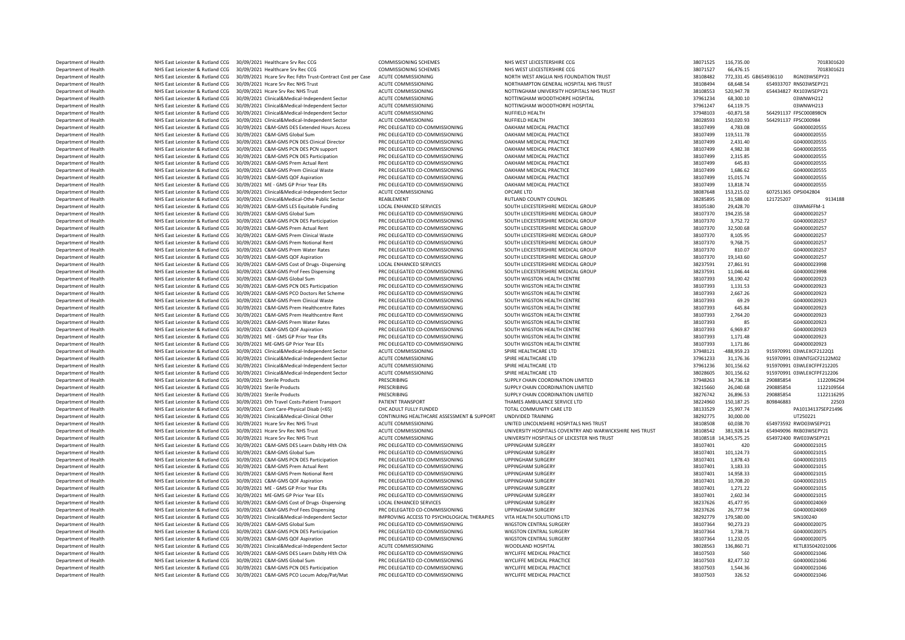| | | | | | | | | |
|---|---|---|---|---|---|---|---|---|
| Department of Health | NHS East Leicester & Rutland CCG | 30/09/2021 | Healthcare Srv Rec CCG | COMMISSIONING SCHEMES | NHS WEST LEICESTERSHIRE CCG | 38071525 | 116,735.00 | | 7018301620 |
| Department of Health | NHS East Leicester & Rutland CCG | 30/09/2021 | Healthcare Srv Rec CCG | COMMISSIONING SCHEMES | NHS WEST LEICESTERSHIRE CCG | 38071527 | 66,476.15 | | 7018301621 |
| Department of Health | NHS East Leicester & Rutland CCG | 30/09/2021 | Hcare Srv Rec Fdtn Trust-Contract Cost per Case | ACUTE COMMISSIONING | NORTH WEST ANGLIA NHS FOUNDATION TRUST | 38108482 | 772,331.45 | GB654936110 | RGN03WSEPY21 |
| Department of Health | NHS East Leicester & Rutland CCG | 30/09/2021 | Hcare Srv Rec NHS Trust | ACUTE COMMISSIONING | NORTHAMPTON GENERAL HOSPITAL NHS TRUST | 38108494 | 68,648.54 | 654933707 | RNS03WSEPY21 |
| Department of Health | NHS East Leicester & Rutland CCG | 30/09/2021 | Hcare Srv Rec NHS Trust | ACUTE COMMISSIONING | NOTTINGHAM UNIVERSITY HOSPITALS NHS TRUST | 38108553 | 520,947.78 | 654434827 | RX103WSEPY21 |
| Department of Health | NHS East Leicester & Rutland CCG | 30/09/2021 | Clinical&Medical-Independent Sector | ACUTE COMMISSIONING | NOTTINGHAM WOODTHORPE HOSPITAL | 37961234 | 68,300.10 | | 03WNWH212 |
| Department of Health | NHS East Leicester & Rutland CCG | 30/09/2021 | Clinical&Medical-Independent Sector | ACUTE COMMISSIONING | NOTTINGHAM WOODTHORPE HOSPITAL | 37961247 | 64,119.75 | | 03WNWH213 |
| Department of Health | NHS East Leicester & Rutland CCG | 30/09/2021 | Clinical&Medical-Independent Sector | ACUTE COMMISSIONING | NUFFIELD HEALTH | 37948103 | -60,871.58 | 564291137 | FPSC000898CN |
| Department of Health | NHS East Leicester & Rutland CCG | 30/09/2021 | Clinical&Medical-Independent Sector | ACUTE COMMISSIONING | NUFFIELD HEALTH | 38028593 | 150,020.93 | 564291137 | FPSC000984 |
| Department of Health | NHS East Leicester & Rutland CCG | 30/09/2021 | C&M-GMS DES Extended Hours Access | PRC DELEGATED CO-COMMISSIONING | OAKHAM MEDICAL PRACTICE | 38107499 | 4,783.08 | | G04000020555 |
| Department of Health | NHS East Leicester & Rutland CCG | 30/09/2021 | C&M-GMS Global Sum | PRC DELEGATED CO-COMMISSIONING | OAKHAM MEDICAL PRACTICE | 38107499 | 119,511.78 | | G04000020555 |
| Department of Health | NHS East Leicester & Rutland CCG | 30/09/2021 | C&M-GMS PCN DES Clinical Director | PRC DELEGATED CO-COMMISSIONING | OAKHAM MEDICAL PRACTICE | 38107499 | 2,431.40 | | G04000020555 |
| Department of Health | NHS East Leicester & Rutland CCG | 30/09/2021 | C&M-GMS PCN DES PCN support | PRC DELEGATED CO-COMMISSIONING | OAKHAM MEDICAL PRACTICE | 38107499 | 4,982.38 | | G04000020555 |
| Department of Health | NHS East Leicester & Rutland CCG | 30/09/2021 | C&M-GMS PCN DES Participation | PRC DELEGATED CO-COMMISSIONING | OAKHAM MEDICAL PRACTICE | 38107499 | 2,315.85 | | G04000020555 |
| Department of Health | NHS East Leicester & Rutland CCG | 30/09/2021 | C&M-GMS Prem Actual Rent | PRC DELEGATED CO-COMMISSIONING | OAKHAM MEDICAL PRACTICE | 38107499 | 645.83 | | G04000020555 |
| Department of Health | NHS East Leicester & Rutland CCG | 30/09/2021 | C&M-GMS Prem Clinical Waste | PRC DELEGATED CO-COMMISSIONING | OAKHAM MEDICAL PRACTICE | 38107499 | 1,686.62 | | G04000020555 |
| Department of Health | NHS East Leicester & Rutland CCG | 30/09/2021 | C&M-GMS QOF Aspiration | PRC DELEGATED CO-COMMISSIONING | OAKHAM MEDICAL PRACTICE | 38107499 | 15,015.74 | | G04000020555 |
| Department of Health | NHS East Leicester & Rutland CCG | 30/09/2021 | ME - GMS GP Prior Year ERs | PRC DELEGATED CO-COMMISSIONING | OAKHAM MEDICAL PRACTICE | 38107499 | 13,818.74 | | G04000020555 |
| Department of Health | NHS East Leicester & Rutland CCG | 30/09/2021 | Clinical&Medical-Independent Sector | ACUTE COMMISSIONING | OPCARE LTD | 38087648 | 153,215.02 | 607251365 | OPSI042804 |
| Department of Health | NHS East Leicester & Rutland CCG | 30/09/2021 | Clinical&Medical-Othe Public Sector | REABLEMENT | RUTLAND COUNTY COUNCIL | 38285895 | 31,588.00 | 121725207 | 9134188 |
| Department of Health | NHS East Leicester & Rutland CCG | 30/09/2021 | C&M-GMS LES Equitable Funding | LOCAL ENHANCED SERVICES | SOUTH LEICESTERSHIRE MEDICAL GROUP | 38105180 | 29,428.70 | | 03WM6FFM-1 |
| Department of Health | NHS East Leicester & Rutland CCG | 30/09/2021 | C&M-GMS Global Sum | PRC DELEGATED CO-COMMISSIONING | SOUTH LEICESTERSHIRE MEDICAL GROUP | 38107370 | 194,235.58 | | G04000020257 |
| Department of Health | NHS East Leicester & Rutland CCG | 30/09/2021 | C&M-GMS PCN DES Participation | PRC DELEGATED CO-COMMISSIONING | SOUTH LEICESTERSHIRE MEDICAL GROUP | 38107370 | 3,752.72 | | G04000020257 |
| Department of Health | NHS East Leicester & Rutland CCG | 30/09/2021 | C&M-GMS Prem Actual Rent | PRC DELEGATED CO-COMMISSIONING | SOUTH LEICESTERSHIRE MEDICAL GROUP | 38107370 | 32,500.68 | | G04000020257 |
| Department of Health | NHS East Leicester & Rutland CCG | 30/09/2021 | C&M-GMS Prem Clinical Waste | PRC DELEGATED CO-COMMISSIONING | SOUTH LEICESTERSHIRE MEDICAL GROUP | 38107370 | 8,105.95 | | G04000020257 |
| Department of Health | NHS East Leicester & Rutland CCG | 30/09/2021 | C&M-GMS Prem Notional Rent | PRC DELEGATED CO-COMMISSIONING | SOUTH LEICESTERSHIRE MEDICAL GROUP | 38107370 | 9,768.75 | | G04000020257 |
| Department of Health | NHS East Leicester & Rutland CCG | 30/09/2021 | C&M-GMS Prem Water Rates | PRC DELEGATED CO-COMMISSIONING | SOUTH LEICESTERSHIRE MEDICAL GROUP | 38107370 | 810.07 | | G04000020257 |
| Department of Health | NHS East Leicester & Rutland CCG | 30/09/2021 | C&M-GMS QOF Aspiration | PRC DELEGATED CO-COMMISSIONING | SOUTH LEICESTERSHIRE MEDICAL GROUP | 38107370 | 19,143.60 | | G04000020257 |
| Department of Health | NHS East Leicester & Rutland CCG | 30/09/2021 | C&M-GMS Cost of Drugs -Dispensing | LOCAL ENHANCED SERVICES | SOUTH LEICESTERSHIRE MEDICAL GROUP | 38237591 | 27,861.91 | | G04000023998 |
| Department of Health | NHS East Leicester & Rutland CCG | 30/09/2021 | C&M-GMS Prof Fees Dispensing | PRC DELEGATED CO-COMMISSIONING | SOUTH LEICESTERSHIRE MEDICAL GROUP | 38237591 | 11,046.44 | | G04000023998 |
| Department of Health | NHS East Leicester & Rutland CCG | 30/09/2021 | C&M-GMS Global Sum | PRC DELEGATED CO-COMMISSIONING | SOUTH WIGSTON HEALTH CENTRE | 38107393 | 58,190.42 | | G04000020923 |
| Department of Health | NHS East Leicester & Rutland CCG | 30/09/2021 | C&M-GMS PCN DES Participation | PRC DELEGATED CO-COMMISSIONING | SOUTH WIGSTON HEALTH CENTRE | 38107393 | 1,131.53 | | G04000020923 |
| Department of Health | NHS East Leicester & Rutland CCG | 30/09/2021 | C&M-GMS PCO Doctors Ret Scheme | PRC DELEGATED CO-COMMISSIONING | SOUTH WIGSTON HEALTH CENTRE | 38107393 | 2,667.26 | | G04000020923 |
| Department of Health | NHS East Leicester & Rutland CCG | 30/09/2021 | C&M-GMS Prem Clinical Waste | PRC DELEGATED CO-COMMISSIONING | SOUTH WIGSTON HEALTH CENTRE | 38107393 | 69.29 | | G04000020923 |
| Department of Health | NHS East Leicester & Rutland CCG | 30/09/2021 | C&M-GMS Prem Healthcentre Rates | PRC DELEGATED CO-COMMISSIONING | SOUTH WIGSTON HEALTH CENTRE | 38107393 | 645.84 | | G04000020923 |
| Department of Health | NHS East Leicester & Rutland CCG | 30/09/2021 | C&M-GMS Prem Healthcentre Rent | PRC DELEGATED CO-COMMISSIONING | SOUTH WIGSTON HEALTH CENTRE | 38107393 | 2,764.20 | | G04000020923 |
| Department of Health | NHS East Leicester & Rutland CCG | 30/09/2021 | C&M-GMS Prem Water Rates | PRC DELEGATED CO-COMMISSIONING | SOUTH WIGSTON HEALTH CENTRE | 38107393 | 85 | | G04000020923 |
| Department of Health | NHS East Leicester & Rutland CCG | 30/09/2021 | C&M-GMS QOF Aspiration | PRC DELEGATED CO-COMMISSIONING | SOUTH WIGSTON HEALTH CENTRE | 38107393 | 6,969.87 | | G04000020923 |
| Department of Health | NHS East Leicester & Rutland CCG | 30/09/2021 | ME - GMS GP Prior Year ERs | PRC DELEGATED CO-COMMISSIONING | SOUTH WIGSTON HEALTH CENTRE | 38107393 | 1,171.48 | | G04000020923 |
| Department of Health | NHS East Leicester & Rutland CCG | 30/09/2021 | ME-GMS GP Prior Year EEs | PRC DELEGATED CO-COMMISSIONING | SOUTH WIGSTON HEALTH CENTRE | 38107393 | 1,171.86 | | G04000020923 |
| Department of Health | NHS East Leicester & Rutland CCG | 30/09/2021 | Clinical&Medical-Independent Sector | ACUTE COMMISSIONING | SPIRE HEALTHCARE LTD | 37948121 | -488,959.23 | 915970991 | 03WLEIICF2122Q1 |
| Department of Health | NHS East Leicester & Rutland CCG | 30/09/2021 | Clinical&Medical-Independent Sector | ACUTE COMMISSIONING | SPIRE HEALTHCARE LTD | 37961233 | 31,176.36 | 915970991 | 03WNTGICF2122M02 |
| Department of Health | NHS East Leicester & Rutland CCG | 30/09/2021 | Clinical&Medical-Independent Sector | ACUTE COMMISSIONING | SPIRE HEALTHCARE LTD | 37961236 | 301,156.62 | 915970991 | 03WLEIICFPF212205 |
| Department of Health | NHS East Leicester & Rutland CCG | 30/09/2021 | Clinical&Medical-Independent Sector | ACUTE COMMISSIONING | SPIRE HEALTHCARE LTD | 38028605 | 301,156.62 | 915970991 | 03WLEIICFPF212206 |
| Department of Health | NHS East Leicester & Rutland CCG | 30/09/2021 | Sterile Products | PRESCRIBING | SUPPLY CHAIN COORDINATION LIMITED | 37948263 | 34,736.18 | 290885854 | 1122096294 |
| Department of Health | NHS East Leicester & Rutland CCG | 30/09/2021 | Sterile Products | PRESCRIBING | SUPPLY CHAIN COORDINATION LIMITED | 38215660 | 26,040.68 | 290885854 | 1122109564 |
| Department of Health | NHS East Leicester & Rutland CCG | 30/09/2021 | Sterile Products | PRESCRIBING | SUPPLY CHAIN COORDINATION LIMITED | 38276742 | 26,896.53 | 290885854 | 1122116295 |
| Department of Health | NHS East Leicester & Rutland CCG | 30/09/2021 | Oth Travel Costs-Patient Transport | PATIENT TRANSPORT | THAMES AMBULANCE SERVICE LTD | 38224960 | 150,187.25 | 809846883 | 22503 |
| Department of Health | NHS East Leicester & Rutland CCG | 30/09/2021 | Cont Care-Physical Disab (<65) | CHC ADULT FULLY FUNDED | TOTAL COMMUNITY CARE LTD | 38133529 | 25,997.74 | | PA10134137SEP21496 |
| Department of Health | NHS East Leicester & Rutland CCG | 30/09/2021 | Clinical&Medical-Clinical Other | CONTINUING HEALTHCARE ASSESSMENT & SUPPORT | UNDIVIDED TRAINING | 38292775 | 30,000.00 | | UT250221 |
| Department of Health | NHS East Leicester & Rutland CCG | 30/09/2021 | Hcare Srv Rec NHS Trust | ACUTE COMMISSIONING | UNITED LINCOLNSHIRE HOSPITALS NHS TRUST | 38108508 | 60,038.70 | 654973592 | RWD03WSEPY21 |
| Department of Health | NHS East Leicester & Rutland CCG | 30/09/2021 | Hcare Srv Rec NHS Trust | ACUTE COMMISSIONING | UNIVERSITY HOSPITALS COVENTRY AND WARWICKSHIRE NHS TRUST | 38108542 | 381,928.14 | 654949096 | RKB03WSEPY21 |
| Department of Health | NHS East Leicester & Rutland CCG | 30/09/2021 | Hcare Srv Rec NHS Trust | ACUTE COMMISSIONING | UNIVERSITY HOSPITALS OF LEICESTER NHS TRUST | 38108518 | 14,345,575.25 | 654972400 | RWE03WSEPY21 |
| Department of Health | NHS East Leicester & Rutland CCG | 30/09/2021 | C&M-GMS DES Learn Dsblty Hlth Chk | PRC DELEGATED CO-COMMISSIONING | UPPINGHAM SURGERY | 38107401 | 420 | | G04000021015 |
| Department of Health | NHS East Leicester & Rutland CCG | 30/09/2021 | C&M-GMS Global Sum | PRC DELEGATED CO-COMMISSIONING | UPPINGHAM SURGERY | 38107401 | 101,124.73 | | G04000021015 |
| Department of Health | NHS East Leicester & Rutland CCG | 30/09/2021 | C&M-GMS PCN DES Participation | PRC DELEGATED CO-COMMISSIONING | UPPINGHAM SURGERY | 38107401 | 1,878.43 | | G04000021015 |
| Department of Health | NHS East Leicester & Rutland CCG | 30/09/2021 | C&M-GMS Prem Actual Rent | PRC DELEGATED CO-COMMISSIONING | UPPINGHAM SURGERY | 38107401 | 3,183.33 | | G04000021015 |
| Department of Health | NHS East Leicester & Rutland CCG | 30/09/2021 | C&M-GMS Prem Notional Rent | PRC DELEGATED CO-COMMISSIONING | UPPINGHAM SURGERY | 38107401 | 14,958.33 | | G04000021015 |
| Department of Health | NHS East Leicester & Rutland CCG | 30/09/2021 | C&M-GMS QOF Aspiration | PRC DELEGATED CO-COMMISSIONING | UPPINGHAM SURGERY | 38107401 | 10,708.20 | | G04000021015 |
| Department of Health | NHS East Leicester & Rutland CCG | 30/09/2021 | ME - GMS GP Prior Year ERs | PRC DELEGATED CO-COMMISSIONING | UPPINGHAM SURGERY | 38107401 | 1,271.22 | | G04000021015 |
| Department of Health | NHS East Leicester & Rutland CCG | 30/09/2021 | ME-GMS GP Prior Year EEs | PRC DELEGATED CO-COMMISSIONING | UPPINGHAM SURGERY | 38107401 | 2,602.34 | | G04000021015 |
| Department of Health | NHS East Leicester & Rutland CCG | 30/09/2021 | C&M-GMS Cost of Drugs -Dispensing | LOCAL ENHANCED SERVICES | UPPINGHAM SURGERY | 38237626 | 45,477.95 | | G04000024069 |
| Department of Health | NHS East Leicester & Rutland CCG | 30/09/2021 | C&M-GMS Prof Fees Dispensing | PRC DELEGATED CO-COMMISSIONING | UPPINGHAM SURGERY | 38237626 | 26,777.94 | | G04000024069 |
| Department of Health | NHS East Leicester & Rutland CCG | 30/09/2021 | Clinical&Medical-Independent Sector | IMPROVING ACCESS TO PSYCHOLOGICAL THERAPIES | VITA HEALTH SOLUTIONS LTD | 38292779 | 179,580.00 | | SIN100240 |
| Department of Health | NHS East Leicester & Rutland CCG | 30/09/2021 | C&M-GMS Global Sum | PRC DELEGATED CO-COMMISSIONING | WIGSTON CENTRAL SURGERY | 38107364 | 90,273.23 | | G04000020075 |
| Department of Health | NHS East Leicester & Rutland CCG | 30/09/2021 | C&M-GMS PCN DES Participation | PRC DELEGATED CO-COMMISSIONING | WIGSTON CENTRAL SURGERY | 38107364 | 1,738.71 | | G04000020075 |
| Department of Health | NHS East Leicester & Rutland CCG | 30/09/2021 | C&M-GMS QOF Aspiration | PRC DELEGATED CO-COMMISSIONING | WIGSTON CENTRAL SURGERY | 38107364 | 11,232.05 | | G04000020075 |
| Department of Health | NHS East Leicester & Rutland CCG | 30/09/2021 | Clinical&Medical-Independent Sector | ACUTE COMMISSIONING | WOODLAND HOSPITAL | 38028563 | 136,860.71 | | KETL835042021006 |
| Department of Health | NHS East Leicester & Rutland CCG | 30/09/2021 | C&M-GMS DES Learn Dsblty Hlth Chk | PRC DELEGATED CO-COMMISSIONING | WYCLIFFE MEDICAL PRACTICE | 38107503 | 560 | | G04000021046 |
| Department of Health | NHS East Leicester & Rutland CCG | 30/09/2021 | C&M-GMS Global Sum | PRC DELEGATED CO-COMMISSIONING | WYCLIFFE MEDICAL PRACTICE | 38107503 | 82,477.32 | | G04000021046 |
| Department of Health | NHS East Leicester & Rutland CCG | 30/09/2021 | C&M-GMS PCN DES Participation | PRC DELEGATED CO-COMMISSIONING | WYCLIFFE MEDICAL PRACTICE | 38107503 | 1,544.36 | | G04000021046 |
| Department of Health | NHS East Leicester & Rutland CCG | 30/09/2021 | C&M-GMS PCO Locum Adop/Pat/Mat | PRC DELEGATED CO-COMMISSIONING | WYCLIFFE MEDICAL PRACTICE | 38107503 | 326.52 | | G04000021046 |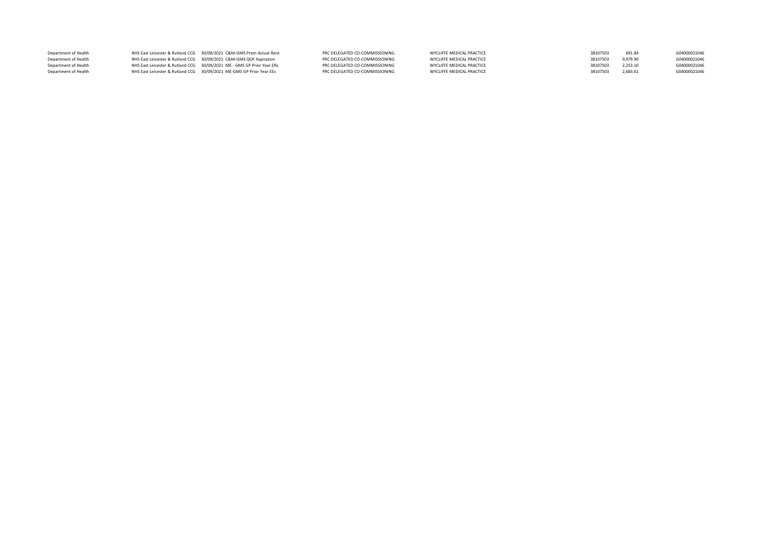| | | | | | | | | |
|---|---|---|---|---|---|---|---|---|
| Department of Health | NHS East Leicester & Rutland CCG | 30/09/2021 | C&M-GMS Prem Actual Rent | PRC DELEGATED CO-COMMISSIONING | WYCLIFFE MEDICAL PRACTICE | 38107503 | 691.84 | G04000021046 |
| Department of Health | NHS East Leicester & Rutland CCG | 30/09/2021 | C&M-GMS QOF Aspiration | PRC DELEGATED CO-COMMISSIONING | WYCLIFFE MEDICAL PRACTICE | 38107503 | 9,979.90 | G04000021046 |
| Department of Health | NHS East Leicester & Rutland CCG | 30/09/2021 | ME - GMS GP Prior Year ERs | PRC DELEGATED CO-COMMISSIONING | WYCLIFFE MEDICAL PRACTICE | 38107503 | 2,253.10 | G04000021046 |
| Department of Health | NHS East Leicester & Rutland CCG | 30/09/2021 | ME-GMS GP Prior Year EEs | PRC DELEGATED CO-COMMISSIONING | WYCLIFFE MEDICAL PRACTICE | 38107503 | 2,683.61 | G04000021046 |